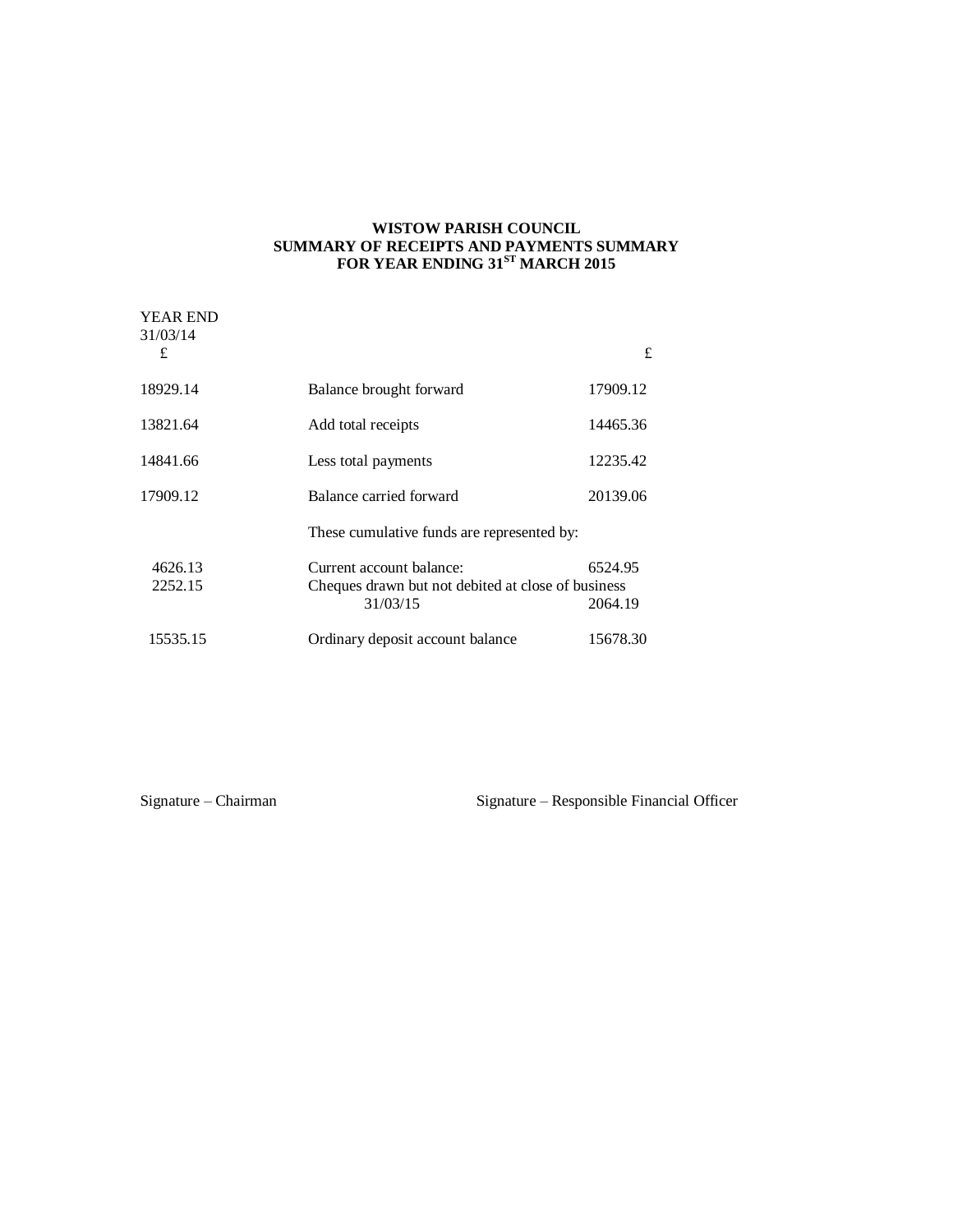**WISTOW PARISH COUNCIL**
**SUMMARY OF RECEIPTS AND PAYMENTS SUMMARY**
**FOR YEAR ENDING 31ST MARCH 2015**

| YEAR END 31/03/14 £ | | £ |
|---|---|---|
| 18929.14 | Balance brought forward | 17909.12 |
| 13821.64 | Add total receipts | 14465.36 |
| 14841.66 | Less total payments | 12235.42 |
| 17909.12 | Balance carried forward | 20139.06 |
| | These cumulative funds are represented by: | |
| 4626.13 | Current account balance: | 6524.95 |
| 2252.15 | Cheques drawn but not debited at close of business 31/03/15 | 2064.19 |
| 15535.15 | Ordinary deposit account balance | 15678.30 |

Signature – Chairman

Signature – Responsible Financial Officer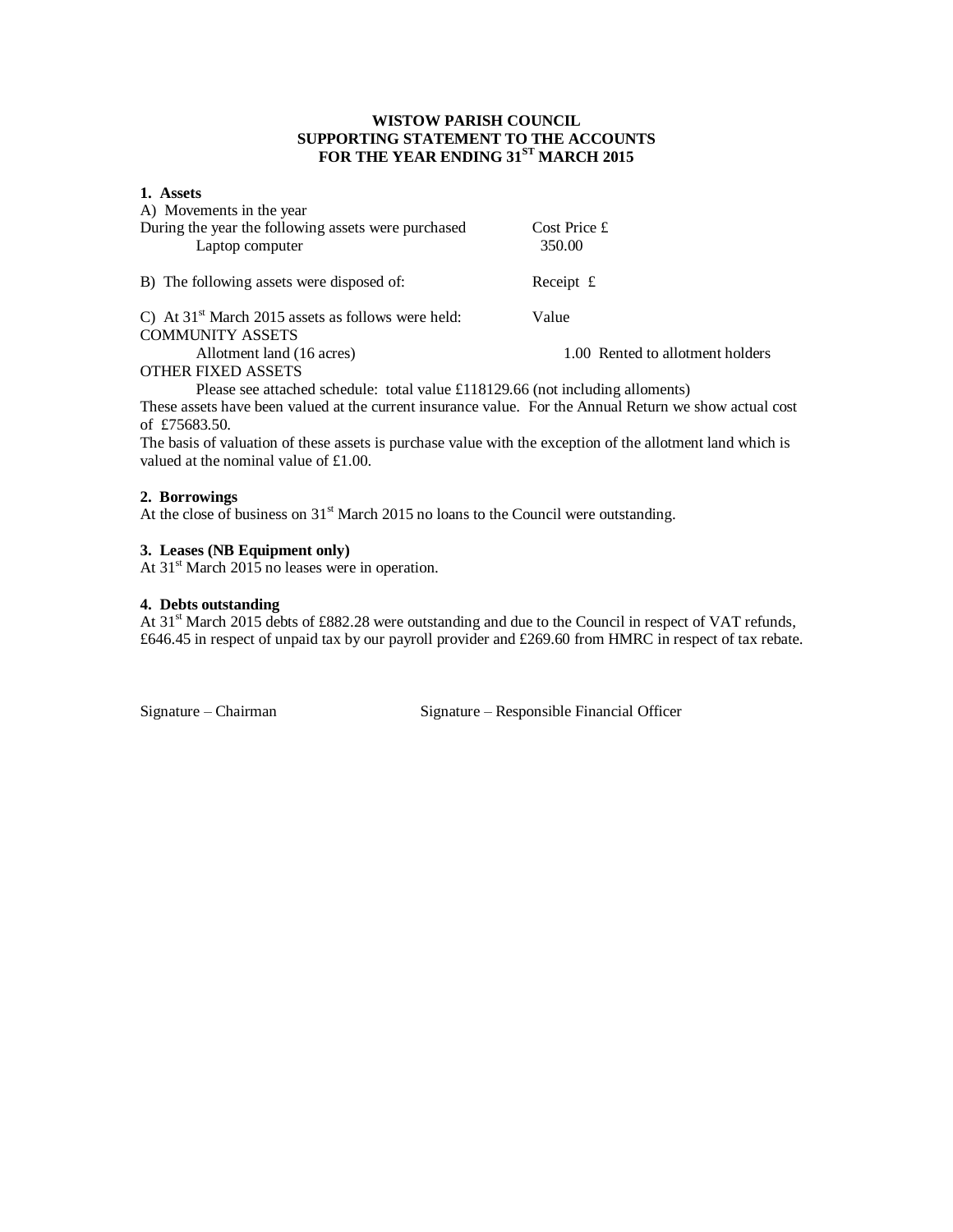**WISTOW PARISH COUNCIL**
**SUPPORTING STATEMENT TO THE ACCOUNTS**
**FOR THE YEAR ENDING 31ST MARCH 2015**

**1. Assets**

A) Movements in the year

| During the year the following assets were purchased | Cost Price £ |
|---|---|
| Laptop computer | 350.00 |

B) The following assets were disposed of: Receipt £

C) At 31st March 2015 assets as follows were held: Value

COMMUNITY ASSETS

| | Value | |
|---|---|---|
| Allotment land (16 acres) | 1.00 | Rented to allotment holders |

OTHER FIXED ASSETS

Please see attached schedule: total value £118129.66 (not including alloments)

These assets have been valued at the current insurance value. For the Annual Return we show actual cost of £75683.50.

The basis of valuation of these assets is purchase value with the exception of the allotment land which is valued at the nominal value of £1.00.

**2. Borrowings**

At the close of business on 31st March 2015 no loans to the Council were outstanding.

**3. Leases (NB Equipment only)**

At 31st March 2015 no leases were in operation.

**4. Debts outstanding**

At 31st March 2015 debts of £882.28 were outstanding and due to the Council in respect of VAT refunds, £646.45 in respect of unpaid tax by our payroll provider and £269.60 from HMRC in respect of tax rebate.

Signature – Chairman Signature – Responsible Financial Officer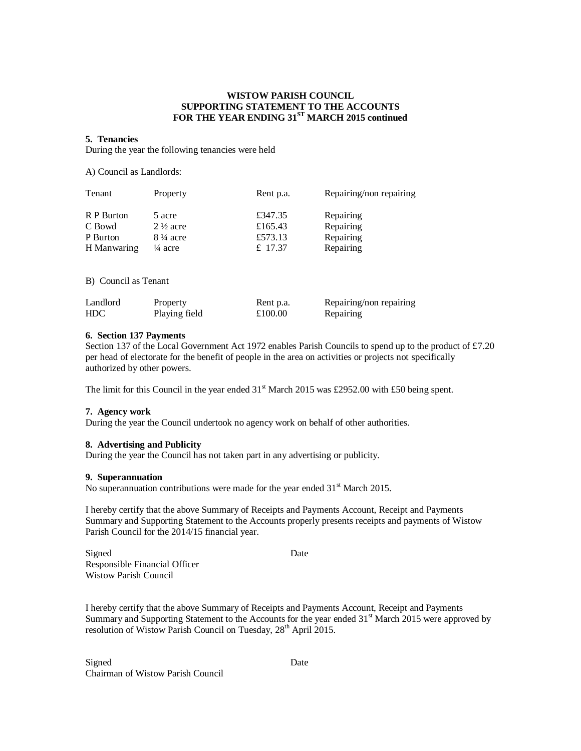**WISTOW PARISH COUNCIL**
**SUPPORTING STATEMENT TO THE ACCOUNTS**
**FOR THE YEAR ENDING 31ST MARCH 2015 continued**

**5. Tenancies**

During the year the following tenancies were held

A) Council as Landlords:

| Tenant | Property | Rent p.a. | Repairing/non repairing |
|---|---|---|---|
| R P Burton | 5 acre | £347.35 | Repairing |
| C Bowd | 2 ½ acre | £165.43 | Repairing |
| P Burton | 8 ¼ acre | £573.13 | Repairing |
| H Manwaring | ¼ acre | £ 17.37 | Repairing |

B) Council as Tenant

| Landlord | Property | Rent p.a. | Repairing/non repairing |
|---|---|---|---|
| HDC | Playing field | £100.00 | Repairing |

**6. Section 137 Payments**

Section 137 of the Local Government Act 1972 enables Parish Councils to spend up to the product of £7.20 per head of electorate for the benefit of people in the area on activities or projects not specifically authorized by other powers.

The limit for this Council in the year ended 31st March 2015 was £2952.00 with £50 being spent.

**7. Agency work**

During the year the Council undertook no agency work on behalf of other authorities.

**8. Advertising and Publicity**

During the year the Council has not taken part in any advertising or publicity.

**9. Superannuation**

No superannuation contributions were made for the year ended 31st March 2015.

I hereby certify that the above Summary of Receipts and Payments Account, Receipt and Payments Summary and Supporting Statement to the Accounts properly presents receipts and payments of Wistow Parish Council for the 2014/15 financial year.

Signed Date
Responsible Financial Officer
Wistow Parish Council

I hereby certify that the above Summary of Receipts and Payments Account, Receipt and Payments Summary and Supporting Statement to the Accounts for the year ended 31st March 2015 were approved by resolution of Wistow Parish Council on Tuesday, 28th April 2015.

Signed Date
Chairman of Wistow Parish Council